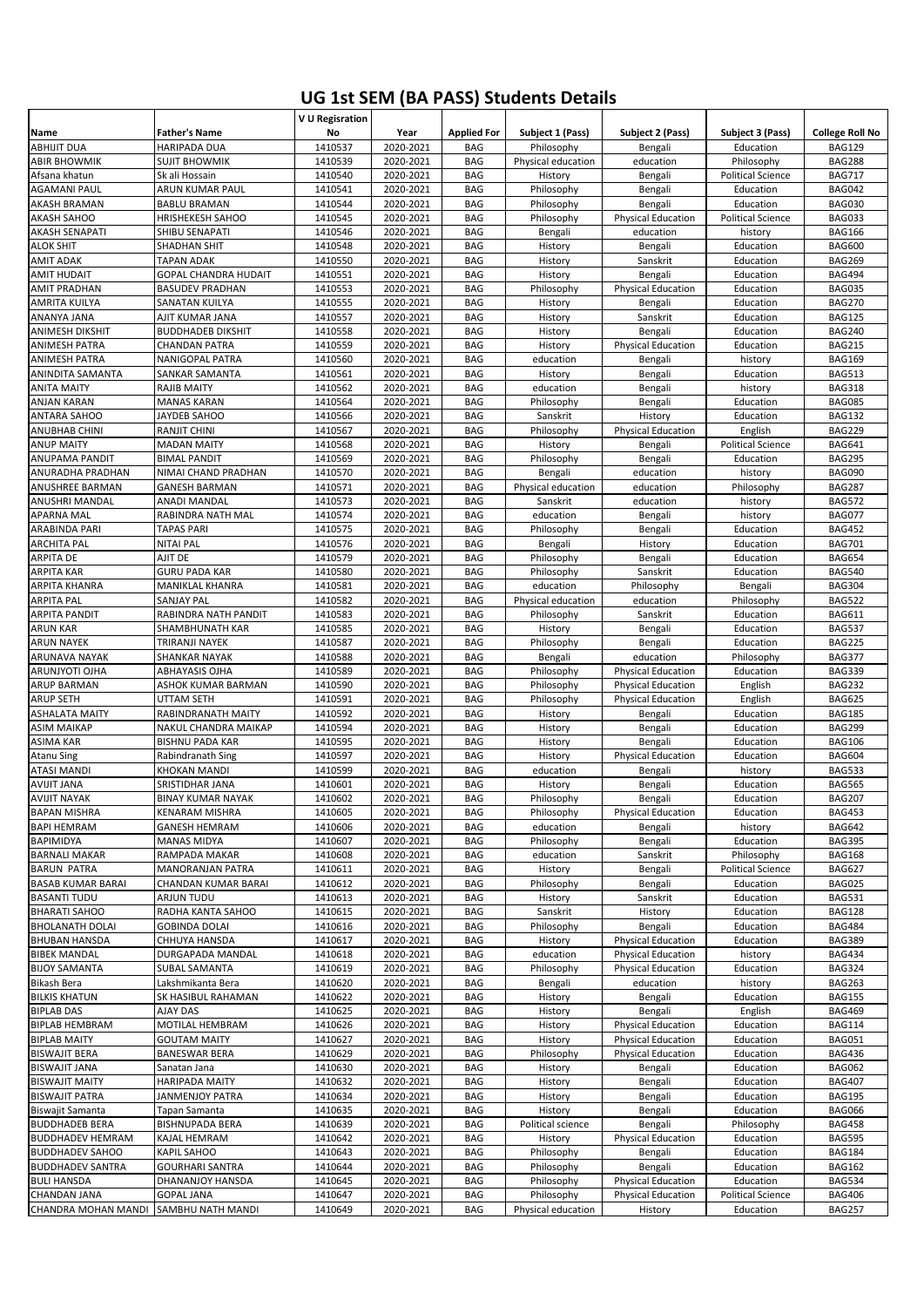# UG 1st SEM (BA PASS) Students Details

| Name | Father's Name | V U Regisration No | Year | Applied For | Subject 1 (Pass) | Subject 2 (Pass) | Subject 3 (Pass) | College Roll No |
|---|---|---|---|---|---|---|---|---|
| ABHIJIT DUA | HARIPADA DUA | 1410537 | 2020-2021 | BAG | Philosophy | Bengali | Education | BAG129 |
| ABIR BHOWMIK | SUJIT BHOWMIK | 1410539 | 2020-2021 | BAG | Physical education | education | Philosophy | BAG288 |
| Afsana khatun | Sk ali Hossain | 1410540 | 2020-2021 | BAG | History | Bengali | Political Science | BAG717 |
| AGAMANI PAUL | ARUN KUMAR PAUL | 1410541 | 2020-2021 | BAG | Philosophy | Bengali | Education | BAG042 |
| AKASH BRAMAN | BABLU BRAMAN | 1410544 | 2020-2021 | BAG | Philosophy | Bengali | Education | BAG030 |
| AKASH SAHOO | HRISHEKESH SAHOO | 1410545 | 2020-2021 | BAG | Philosophy | Physical Education | Political Science | BAG033 |
| AKASH SENAPATI | SHIBU SENAPATI | 1410546 | 2020-2021 | BAG | Bengali | education | history | BAG166 |
| ALOK SHIT | SHADHAN SHIT | 1410548 | 2020-2021 | BAG | History | Bengali | Education | BAG600 |
| AMIT ADAK | TAPAN ADAK | 1410550 | 2020-2021 | BAG | History | Sanskrit | Education | BAG269 |
| AMIT HUDAIT | GOPAL CHANDRA HUDAIT | 1410551 | 2020-2021 | BAG | History | Bengali | Education | BAG494 |
| AMIT PRADHAN | BASUDEV PRADHAN | 1410553 | 2020-2021 | BAG | Philosophy | Physical Education | Education | BAG035 |
| AMRITA KUILYA | SANATAN KUILYA | 1410555 | 2020-2021 | BAG | History | Bengali | Education | BAG270 |
| ANANYA JANA | AJIT KUMAR JANA | 1410557 | 2020-2021 | BAG | History | Sanskrit | Education | BAG125 |
| ANIMESH DIKSHIT | BUDDHADEB DIKSHIT | 1410558 | 2020-2021 | BAG | History | Bengali | Education | BAG240 |
| ANIMESH PATRA | CHANDAN PATRA | 1410559 | 2020-2021 | BAG | History | Physical Education | Education | BAG215 |
| ANIMESH PATRA | NANIGOPAL PATRA | 1410560 | 2020-2021 | BAG | education | Bengali | history | BAG169 |
| ANINDITA SAMANTA | SANKAR SAMANTA | 1410561 | 2020-2021 | BAG | History | Bengali | Education | BAG513 |
| ANITA MAITY | RAJIB MAITY | 1410562 | 2020-2021 | BAG | education | Bengali | history | BAG318 |
| ANJAN KARAN | MANAS KARAN | 1410564 | 2020-2021 | BAG | Philosophy | Bengali | Education | BAG085 |
| ANTARA SAHOO | JAYDEB SAHOO | 1410566 | 2020-2021 | BAG | Sanskrit | History | Education | BAG132 |
| ANUBHAB CHINI | RANJIT CHINI | 1410567 | 2020-2021 | BAG | Philosophy | Physical Education | English | BAG229 |
| ANUP MAITY | MADAN MAITY | 1410568 | 2020-2021 | BAG | History | Bengali | Political Science | BAG641 |
| ANUPAMA PANDIT | BIMAL PANDIT | 1410569 | 2020-2021 | BAG | Philosophy | Bengali | Education | BAG295 |
| ANURADHA PRADHAN | NIMAI CHAND PRADHAN | 1410570 | 2020-2021 | BAG | Bengali | education | history | BAG090 |
| ANUSHREE BARMAN | GANESH BARMAN | 1410571 | 2020-2021 | BAG | Physical education | education | Philosophy | BAG287 |
| ANUSHRI MANDAL | ANADI MANDAL | 1410573 | 2020-2021 | BAG | Sanskrit | education | history | BAG572 |
| APARNA MAL | RABINDRA NATH MAL | 1410574 | 2020-2021 | BAG | education | Bengali | history | BAG077 |
| ARABINDA PARI | TAPAS PARI | 1410575 | 2020-2021 | BAG | Philosophy | Bengali | Education | BAG452 |
| ARCHITA PAL | NITAI PAL | 1410576 | 2020-2021 | BAG | Bengali | History | Education | BAG701 |
| ARPITA DE | AJIT DE | 1410579 | 2020-2021 | BAG | Philosophy | Bengali | Education | BAG654 |
| ARPITA KAR | GURU PADA KAR | 1410580 | 2020-2021 | BAG | Philosophy | Sanskrit | Education | BAG540 |
| ARPITA KHANRA | MANIKLAL KHANRA | 1410581 | 2020-2021 | BAG | education | Philosophy | Bengali | BAG304 |
| ARPITA PAL | SANJAY PAL | 1410582 | 2020-2021 | BAG | Physical education | education | Philosophy | BAG522 |
| ARPITA PANDIT | RABINDRA NATH PANDIT | 1410583 | 2020-2021 | BAG | Philosophy | Sanskrit | Education | BAG611 |
| ARUN KAR | SHAMBHUNATH KAR | 1410585 | 2020-2021 | BAG | History | Bengali | Education | BAG537 |
| ARUN NAYEK | TRIRANJI NAYEK | 1410587 | 2020-2021 | BAG | Philosophy | Bengali | Education | BAG225 |
| ARUNAVA NAYAK | SHANKAR NAYAK | 1410588 | 2020-2021 | BAG | Bengali | education | Philosophy | BAG377 |
| ARUNJYOTI OJHA | ABHAYASIS OJHA | 1410589 | 2020-2021 | BAG | Philosophy | Physical Education | Education | BAG339 |
| ARUP BARMAN | ASHOK KUMAR BARMAN | 1410590 | 2020-2021 | BAG | Philosophy | Physical Education | English | BAG232 |
| ARUP SETH | UTTAM SETH | 1410591 | 2020-2021 | BAG | Philosophy | Physical Education | English | BAG625 |
| ASHALATA MAITY | RABINDRANATH MAITY | 1410592 | 2020-2021 | BAG | History | Bengali | Education | BAG185 |
| ASIM MAIKAP | NAKUL CHANDRA MAIKAP | 1410594 | 2020-2021 | BAG | History | Bengali | Education | BAG299 |
| ASIMA KAR | BISHNU PADA KAR | 1410595 | 2020-2021 | BAG | History | Bengali | Education | BAG106 |
| Atanu Sing | Rabindranath Sing | 1410597 | 2020-2021 | BAG | History | Physical Education | Education | BAG604 |
| ATASI MANDI | KHOKAN MANDI | 1410599 | 2020-2021 | BAG | education | Bengali | history | BAG533 |
| AVIJIT JANA | SRISTIDHAR JANA | 1410601 | 2020-2021 | BAG | History | Bengali | Education | BAG565 |
| AVIJIT NAYAK | BINAY KUMAR NAYAK | 1410602 | 2020-2021 | BAG | Philosophy | Bengali | Education | BAG207 |
| BAPAN MISHRA | KENARAM MISHRA | 1410605 | 2020-2021 | BAG | Philosophy | Physical Education | Education | BAG453 |
| BAPI HEMRAM | GANESH HEMRAM | 1410606 | 2020-2021 | BAG | education | Bengali | history | BAG642 |
| BAPIMIDYA | MANAS MIDYA | 1410607 | 2020-2021 | BAG | Philosophy | Bengali | Education | BAG395 |
| BARNALI MAKAR | RAMPADA MAKAR | 1410608 | 2020-2021 | BAG | education | Sanskrit | Philosophy | BAG168 |
| BARUN PATRA | MANORANJAN PATRA | 1410611 | 2020-2021 | BAG | History | Bengali | Political Science | BAG627 |
| BASAB KUMAR BARAI | CHANDAN KUMAR BARAI | 1410612 | 2020-2021 | BAG | Philosophy | Bengali | Education | BAG025 |
| BASANTI TUDU | ARJUN TUDU | 1410613 | 2020-2021 | BAG | History | Sanskrit | Education | BAG531 |
| BHARATI SAHOO | RADHA KANTA SAHOO | 1410615 | 2020-2021 | BAG | Sanskrit | History | Education | BAG128 |
| BHOLANATH DOLAI | GOBINDA DOLAI | 1410616 | 2020-2021 | BAG | Philosophy | Bengali | Education | BAG484 |
| BHUBAN HANSDA | CHHUYA HANSDA | 1410617 | 2020-2021 | BAG | History | Physical Education | Education | BAG389 |
| BIBEK MANDAL | DURGAPADA MANDAL | 1410618 | 2020-2021 | BAG | education | Physical Education | history | BAG434 |
| BIJOY SAMANTA | SUBAL SAMANTA | 1410619 | 2020-2021 | BAG | Philosophy | Physical Education | Education | BAG324 |
| Bikash Bera | Lakshmikanta Bera | 1410620 | 2020-2021 | BAG | Bengali | education | history | BAG263 |
| BILKIS KHATUN | SK HASIBUL RAHAMAN | 1410622 | 2020-2021 | BAG | History | Bengali | Education | BAG155 |
| BIPLAB DAS | AJAY DAS | 1410625 | 2020-2021 | BAG | History | Bengali | English | BAG469 |
| BIPLAB HEMBRAM | MOTILAL HEMBRAM | 1410626 | 2020-2021 | BAG | History | Physical Education | Education | BAG114 |
| BIPLAB MAITY | GOUTAM MAITY | 1410627 | 2020-2021 | BAG | History | Physical Education | Education | BAG051 |
| BISWAJIT BERA | BANESWAR BERA | 1410629 | 2020-2021 | BAG | Philosophy | Physical Education | Education | BAG436 |
| BISWAJIT JANA | Sanatan Jana | 1410630 | 2020-2021 | BAG | History | Bengali | Education | BAG062 |
| BISWAJIT MAITY | HARIPADA MAITY | 1410632 | 2020-2021 | BAG | History | Bengali | Education | BAG407 |
| BISWAJIT PATRA | JANMENJOY PATRA | 1410634 | 2020-2021 | BAG | History | Bengali | Education | BAG195 |
| Biswajit Samanta | Tapan Samanta | 1410635 | 2020-2021 | BAG | History | Bengali | Education | BAG066 |
| BUDDHADEB BERA | BISHNUPADA BERA | 1410639 | 2020-2021 | BAG | Political science | Bengali | Philosophy | BAG458 |
| BUDDHADEV HEMRAM | KAJAL HEMRAM | 1410642 | 2020-2021 | BAG | History | Physical Education | Education | BAG595 |
| BUDDHADEV SAHOO | KAPIL SAHOO | 1410643 | 2020-2021 | BAG | Philosophy | Bengali | Education | BAG184 |
| BUDDHADEV SANTRA | GOURHARI SANTRA | 1410644 | 2020-2021 | BAG | Philosophy | Bengali | Education | BAG162 |
| BULI HANSDA | DHANANJOY HANSDA | 1410645 | 2020-2021 | BAG | Philosophy | Physical Education | Education | BAG534 |
| CHANDAN JANA | GOPAL JANA | 1410647 | 2020-2021 | BAG | Philosophy | Physical Education | Political Science | BAG406 |
| CHANDRA MOHAN MANDI | SAMBHU NATH MANDI | 1410649 | 2020-2021 | BAG | Physical education | History | Education | BAG257 |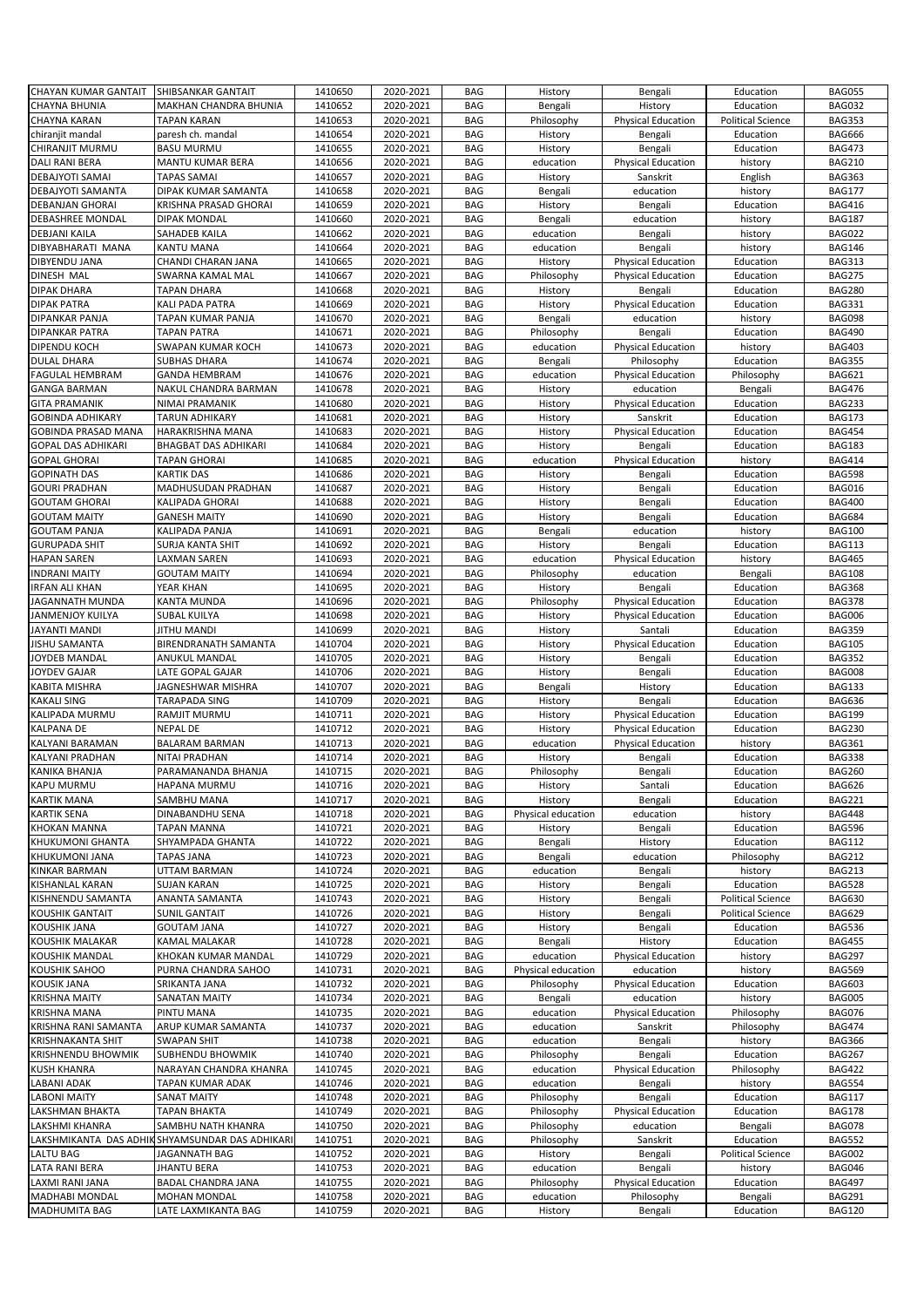| | | | | | | | | |
|---|---|---|---|---|---|---|---|---|
| CHAYAN KUMAR GANTAIT | SHIBSANKAR GANTAIT | 1410650 | 2020-2021 | BAG | History | Bengali | Education | BAG055 |
| CHAYNA BHUNIA | MAKHAN CHANDRA BHUNIA | 1410652 | 2020-2021 | BAG | Bengali | History | Education | BAG032 |
| CHAYNA KARAN | TAPAN KARAN | 1410653 | 2020-2021 | BAG | Philosophy | Physical Education | Political Science | BAG353 |
| chiranjit mandal | paresh ch. mandal | 1410654 | 2020-2021 | BAG | History | Bengali | Education | BAG666 |
| CHIRANJIT MURMU | BASU MURMU | 1410655 | 2020-2021 | BAG | History | Bengali | Education | BAG473 |
| DALI RANI BERA | MANTU KUMAR BERA | 1410656 | 2020-2021 | BAG | education | Physical Education | history | BAG210 |
| DEBAJYOTI SAMAI | TAPAS SAMAI | 1410657 | 2020-2021 | BAG | History | Sanskrit | English | BAG363 |
| DEBAJYOTI SAMANTA | DIPAK KUMAR SAMANTA | 1410658 | 2020-2021 | BAG | Bengali | education | history | BAG177 |
| DEBANJAN GHORAI | KRISHNA PRASAD GHORAI | 1410659 | 2020-2021 | BAG | History | Bengali | Education | BAG416 |
| DEBASHREE MONDAL | DIPAK MONDAL | 1410660 | 2020-2021 | BAG | Bengali | education | history | BAG187 |
| DEBJANI KAILA | SAHADEB KAILA | 1410662 | 2020-2021 | BAG | education | Bengali | history | BAG022 |
| DIBYABHARATI MANA | KANTU MANA | 1410664 | 2020-2021 | BAG | education | Bengali | history | BAG146 |
| DIBYENDU JANA | CHANDI CHARAN JANA | 1410665 | 2020-2021 | BAG | History | Physical Education | Education | BAG313 |
| DINESH MAL | SWARNA KAMAL MAL | 1410667 | 2020-2021 | BAG | Philosophy | Physical Education | Education | BAG275 |
| DIPAK DHARA | TAPAN DHARA | 1410668 | 2020-2021 | BAG | History | Bengali | Education | BAG280 |
| DIPAK PATRA | KALI PADA PATRA | 1410669 | 2020-2021 | BAG | History | Physical Education | Education | BAG331 |
| DIPANKAR PANJA | TAPAN KUMAR PANJA | 1410670 | 2020-2021 | BAG | Bengali | education | history | BAG098 |
| DIPANKAR PATRA | TAPAN PATRA | 1410671 | 2020-2021 | BAG | Philosophy | Bengali | Education | BAG490 |
| DIPENDU KOCH | SWAPAN KUMAR KOCH | 1410673 | 2020-2021 | BAG | education | Physical Education | history | BAG403 |
| DULAL DHARA | SUBHAS DHARA | 1410674 | 2020-2021 | BAG | Bengali | Philosophy | Education | BAG355 |
| FAGULAL HEMBRAM | GANDA HEMBRAM | 1410676 | 2020-2021 | BAG | education | Physical Education | Philosophy | BAG621 |
| GANGA BARMAN | NAKUL CHANDRA BARMAN | 1410678 | 2020-2021 | BAG | History | education | Bengali | BAG476 |
| GITA PRAMANIK | NIMAI PRAMANIK | 1410680 | 2020-2021 | BAG | History | Physical Education | Education | BAG233 |
| GOBINDA ADHIKARY | TARUN ADHIKARY | 1410681 | 2020-2021 | BAG | History | Sanskrit | Education | BAG173 |
| GOBINDA PRASAD MANA | HARAKRISHNA MANA | 1410683 | 2020-2021 | BAG | History | Physical Education | Education | BAG454 |
| GOPAL DAS ADHIKARI | BHAGBAT DAS ADHIKARI | 1410684 | 2020-2021 | BAG | History | Bengali | Education | BAG183 |
| GOPAL GHORAI | TAPAN GHORAI | 1410685 | 2020-2021 | BAG | education | Physical Education | history | BAG414 |
| GOPINATH DAS | KARTIK DAS | 1410686 | 2020-2021 | BAG | History | Bengali | Education | BAG598 |
| GOURI PRADHAN | MADHUSUDAN PRADHAN | 1410687 | 2020-2021 | BAG | History | Bengali | Education | BAG016 |
| GOUTAM GHORAI | KALIPADA GHORAI | 1410688 | 2020-2021 | BAG | History | Bengali | Education | BAG400 |
| GOUTAM MAITY | GANESH MAITY | 1410690 | 2020-2021 | BAG | History | Bengali | Education | BAG684 |
| GOUTAM PANJA | KALIPADA PANJA | 1410691 | 2020-2021 | BAG | Bengali | education | history | BAG100 |
| GURUPADA SHIT | SURJA KANTA SHIT | 1410692 | 2020-2021 | BAG | History | Bengali | Education | BAG113 |
| HAPAN SAREN | LAXMAN SAREN | 1410693 | 2020-2021 | BAG | education | Physical Education | history | BAG465 |
| INDRANI MAITY | GOUTAM MAITY | 1410694 | 2020-2021 | BAG | Philosophy | education | Bengali | BAG108 |
| IRFAN ALI KHAN | YEAR KHAN | 1410695 | 2020-2021 | BAG | History | Bengali | Education | BAG368 |
| JAGANNATH MUNDA | KANTA MUNDA | 1410696 | 2020-2021 | BAG | Philosophy | Physical Education | Education | BAG378 |
| JANMENJOY KUILYA | SUBAL KUILYA | 1410698 | 2020-2021 | BAG | History | Physical Education | Education | BAG006 |
| JAYANTI MANDI | JITHU MANDI | 1410699 | 2020-2021 | BAG | History | Santali | Education | BAG359 |
| JISHU SAMANTA | BIRENDRANATH SAMANTA | 1410704 | 2020-2021 | BAG | History | Physical Education | Education | BAG105 |
| JOYDEB MANDAL | ANUKUL MANDAL | 1410705 | 2020-2021 | BAG | History | Bengali | Education | BAG352 |
| JOYDEV GAJAR | LATE GOPAL GAJAR | 1410706 | 2020-2021 | BAG | History | Bengali | Education | BAG008 |
| KABITA MISHRA | JAGNESHWAR MISHRA | 1410707 | 2020-2021 | BAG | Bengali | History | Education | BAG133 |
| KAKALI SING | TARAPADA SING | 1410709 | 2020-2021 | BAG | History | Bengali | Education | BAG636 |
| KALIPADA MURMU | RAMJIT MURMU | 1410711 | 2020-2021 | BAG | History | Physical Education | Education | BAG199 |
| KALPANA DE | NEPAL DE | 1410712 | 2020-2021 | BAG | History | Physical Education | Education | BAG230 |
| KALYANI BARAMAN | BALARAM BARMAN | 1410713 | 2020-2021 | BAG | education | Physical Education | history | BAG361 |
| KALYANI PRADHAN | NITAI PRADHAN | 1410714 | 2020-2021 | BAG | History | Bengali | Education | BAG338 |
| KANIKA BHANJA | PARAMANANDA BHANJA | 1410715 | 2020-2021 | BAG | Philosophy | Bengali | Education | BAG260 |
| KAPU MURMU | HAPANA MURMU | 1410716 | 2020-2021 | BAG | History | Santali | Education | BAG626 |
| KARTIK MANA | SAMBHU MANA | 1410717 | 2020-2021 | BAG | History | Bengali | Education | BAG221 |
| KARTIK SENA | DINABANDHU SENA | 1410718 | 2020-2021 | BAG | Physical education | education | history | BAG448 |
| KHOKAN MANNA | TAPAN MANNA | 1410721 | 2020-2021 | BAG | History | Bengali | Education | BAG596 |
| KHUKUMONI GHANTA | SHYAMPADA GHANTA | 1410722 | 2020-2021 | BAG | Bengali | History | Education | BAG112 |
| KHUKUMONI JANA | TAPAS JANA | 1410723 | 2020-2021 | BAG | Bengali | education | Philosophy | BAG212 |
| KINKAR BARMAN | UTTAM BARMAN | 1410724 | 2020-2021 | BAG | education | Bengali | history | BAG213 |
| KISHANLAL KARAN | SUJAN KARAN | 1410725 | 2020-2021 | BAG | History | Bengali | Education | BAG528 |
| KISHNENDU SAMANTA | ANANTA SAMANTA | 1410743 | 2020-2021 | BAG | History | Bengali | Political Science | BAG630 |
| KOUSHIK GANTAIT | SUNIL GANTAIT | 1410726 | 2020-2021 | BAG | History | Bengali | Political Science | BAG629 |
| KOUSHIK JANA | GOUTAM JANA | 1410727 | 2020-2021 | BAG | History | Bengali | Education | BAG536 |
| KOUSHIK MALAKAR | KAMAL MALAKAR | 1410728 | 2020-2021 | BAG | Bengali | History | Education | BAG455 |
| KOUSHIK MANDAL | KHOKAN KUMAR MANDAL | 1410729 | 2020-2021 | BAG | education | Physical Education | history | BAG297 |
| KOUSHIK SAHOO | PURNA CHANDRA SAHOO | 1410731 | 2020-2021 | BAG | Physical education | education | history | BAG569 |
| KOUSIK JANA | SRIKANTA JANA | 1410732 | 2020-2021 | BAG | Philosophy | Physical Education | Education | BAG603 |
| KRISHNA MAITY | SANATAN MAITY | 1410734 | 2020-2021 | BAG | Bengali | education | history | BAG005 |
| KRISHNA MANA | PINTU MANA | 1410735 | 2020-2021 | BAG | education | Physical Education | Philosophy | BAG076 |
| KRISHNA RANI SAMANTA | ARUP KUMAR SAMANTA | 1410737 | 2020-2021 | BAG | education | Sanskrit | Philosophy | BAG474 |
| KRISHNAKANTA SHIT | SWAPAN SHIT | 1410738 | 2020-2021 | BAG | education | Bengali | history | BAG366 |
| KRISHNENDU BHOWMIK | SUBHENDU BHOWMIK | 1410740 | 2020-2021 | BAG | Philosophy | Bengali | Education | BAG267 |
| KUSH KHANRA | NARAYAN CHANDRA KHANRA | 1410745 | 2020-2021 | BAG | education | Physical Education | Philosophy | BAG422 |
| LABANI ADAK | TAPAN KUMAR ADAK | 1410746 | 2020-2021 | BAG | education | Bengali | history | BAG554 |
| LABONI MAITY | SANAT MAITY | 1410748 | 2020-2021 | BAG | Philosophy | Bengali | Education | BAG117 |
| LAKSHMAN BHAKTA | TAPAN BHAKTA | 1410749 | 2020-2021 | BAG | Philosophy | Physical Education | Education | BAG178 |
| LAKSHMI KHANRA | SAMBHU NATH KHANRA | 1410750 | 2020-2021 | BAG | Philosophy | education | Bengali | BAG078 |
| LAKSHMIKANTA DAS ADHIK | SHYAMSUNDAR DAS ADHIKARI | 1410751 | 2020-2021 | BAG | Philosophy | Sanskrit | Education | BAG552 |
| LALTU BAG | JAGANNATH BAG | 1410752 | 2020-2021 | BAG | History | Bengali | Political Science | BAG002 |
| LATA RANI BERA | JHANTU BERA | 1410753 | 2020-2021 | BAG | education | Bengali | history | BAG046 |
| LAXMI RANI JANA | BADAL CHANDRA JANA | 1410755 | 2020-2021 | BAG | Philosophy | Physical Education | Education | BAG497 |
| MADHABI MONDAL | MOHAN MONDAL | 1410758 | 2020-2021 | BAG | education | Philosophy | Bengali | BAG291 |
| MADHUMITA BAG | LATE LAXMIKANTA BAG | 1410759 | 2020-2021 | BAG | History | Bengali | Education | BAG120 |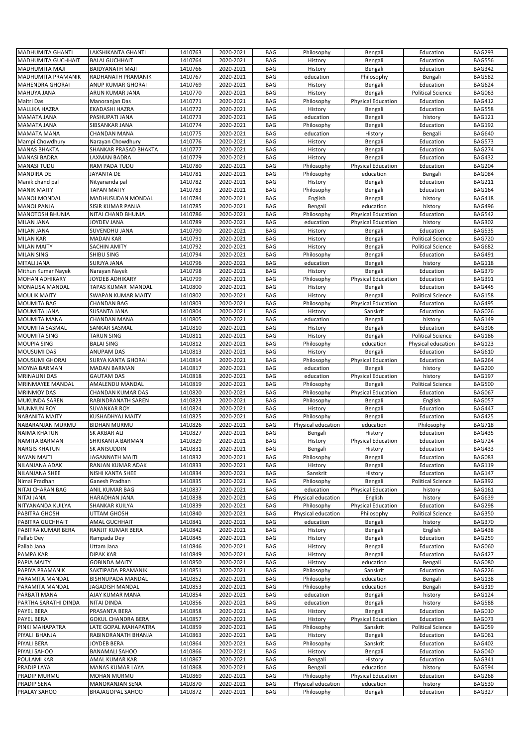| | | | | | | | | |
|---|---|---|---|---|---|---|---|---|
| MADHUMITA GHANTI | LAKSHIKANTA GHANTI | 1410763 | 2020-2021 | BAG | Philosophy | Bengali | Education | BAG293 |
| MADHUMITA GUCHHAIT | BALAI GUCHHAIT | 1410764 | 2020-2021 | BAG | History | Bengali | Education | BAG556 |
| MADHUMITA MAJI | BAIDYANATH MAJI | 1410766 | 2020-2021 | BAG | History | Bengali | Education | BAG342 |
| MADHUMITA PRAMANIK | RADHANATH PRAMANIK | 1410767 | 2020-2021 | BAG | education | Philosophy | Bengali | BAG582 |
| MAHENDRA GHORAI | ANUP KUMAR GHORAI | 1410769 | 2020-2021 | BAG | History | Bengali | Education | BAG624 |
| MAHUYA JANA | ARUN KUMAR JANA | 1410770 | 2020-2021 | BAG | History | Bengali | Political Science | BAG063 |
| Maitri Das | Manoranjan Das | 1410771 | 2020-2021 | BAG | Philosophy | Physical Education | Education | BAG412 |
| MALLIKA HAZRA | EKADASHI HAZRA | 1410772 | 2020-2021 | BAG | History | Bengali | Education | BAG558 |
| MAMATA JANA | PASHUPATI JANA | 1410773 | 2020-2021 | BAG | education | Bengali | history | BAG121 |
| MAMATA JANA | SIBSANKAR JANA | 1410774 | 2020-2021 | BAG | Philosophy | Bengali | Education | BAG192 |
| MAMATA MANA | CHANDAN MANA | 1410775 | 2020-2021 | BAG | education | History | Bengali | BAG640 |
| Mampi Chowdhury | Narayan Chowdhury | 1410776 | 2020-2021 | BAG | History | Bengali | Education | BAG573 |
| MANAS BHAKTA | SHANKAR PRASAD BHAKTA | 1410777 | 2020-2021 | BAG | History | Bengali | Education | BAG274 |
| MANASI BADRA | LAXMAN BADRA | 1410779 | 2020-2021 | BAG | History | Bengali | Education | BAG432 |
| MANASI TUDU | RAM PADA TUDU | 1410780 | 2020-2021 | BAG | Philosophy | Physical Education | Education | BAG204 |
| MANDIRA DE | JAYANTA DE | 1410781 | 2020-2021 | BAG | Philosophy | education | Bengali | BAG084 |
| Manik chand pal | Nityananda pal | 1410782 | 2020-2021 | BAG | History | Bengali | Education | BAG211 |
| MANIK MAITY | TAPAN MAITY | 1410783 | 2020-2021 | BAG | Philosophy | Bengali | Education | BAG164 |
| MANOJ MONDAL | MADHUSUDAN MONDAL | 1410784 | 2020-2021 | BAG | English | Bengali | history | BAG418 |
| MANOJ PANJA | SISIR KUMAR PANJA | 1410785 | 2020-2021 | BAG | Bengali | education | history | BAG496 |
| MANOTOSH BHUNIA | NITAI CHAND BHUNIA | 1410786 | 2020-2021 | BAG | Philosophy | Physical Education | Education | BAG542 |
| MILAN JANA | JOYDEV JANA | 1410789 | 2020-2021 | BAG | education | Physical Education | history | BAG302 |
| MILAN JANA | SUVENDHU JANA | 1410790 | 2020-2021 | BAG | History | Bengali | Education | BAG535 |
| MILAN KAR | MADAN KAR | 1410791 | 2020-2021 | BAG | History | Bengali | Political Science | BAG720 |
| MILAN MAITY | SACHIN AMITY | 1410792 | 2020-2021 | BAG | History | Bengali | Political Science | BAG682 |
| MILAN SING | SHIBU SING | 1410794 | 2020-2021 | BAG | Philosophy | Bengali | Education | BAG491 |
| MITALI JANA | SURJYA JANA | 1410796 | 2020-2021 | BAG | education | Bengali | history | BAG118 |
| Mithun Kumar Nayek | Narayan Nayek | 1410798 | 2020-2021 | BAG | History | Bengali | Education | BAG379 |
| MOHAN ADHIKARY | JOYDEB ADHIKARY | 1410799 | 2020-2021 | BAG | Philosophy | Physical Education | Education | BAG391 |
| MONALISA MANDAL | TAPAS KUMAR MANDAL | 1410800 | 2020-2021 | BAG | History | Bengali | Education | BAG445 |
| MOULIK MAITY | SWAPAN KUMAR MAITY | 1410802 | 2020-2021 | BAG | History | Bengali | Political Science | BAG158 |
| MOUMITA BAG | CHANDAN BAG | 1410803 | 2020-2021 | BAG | Philosophy | Physical Education | Education | BAG495 |
| MOUMITA JANA | SUSANTA JANA | 1410804 | 2020-2021 | BAG | History | Sanskrit | Education | BAG026 |
| MOUMITA MANA | CHANDAN MANA | 1410805 | 2020-2021 | BAG | education | Bengali | history | BAG149 |
| MOUMITA SASMAL | SANKAR SASMAL | 1410810 | 2020-2021 | BAG | History | Bengali | Education | BAG306 |
| MOUMITA SING | TARUN SING | 1410811 | 2020-2021 | BAG | History | Bengali | Political Science | BAG186 |
| MOUPIA SING | BALAI SING | 1410812 | 2020-2021 | BAG | Philosophy | education | Physical education | BAG123 |
| MOUSUMI DAS | ANUPAM DAS | 1410813 | 2020-2021 | BAG | History | Bengali | Education | BAG610 |
| MOUSUMI GHORAI | SURYA KANTA GHORAI | 1410814 | 2020-2021 | BAG | Philosophy | Physical Education | Education | BAG264 |
| MOYNA BARMAN | MADAN BARMAN | 1410817 | 2020-2021 | BAG | education | Bengali | history | BAG200 |
| MRINALINI DAS | GAUTAM DAS | 1410818 | 2020-2021 | BAG | education | Physical Education | history | BAG197 |
| MRINMAYEE MANDAL | AMALENDU MANDAL | 1410819 | 2020-2021 | BAG | Philosophy | Bengali | Political Science | BAG500 |
| MRINMOY DAS | CHANDAN KUMAR DAS | 1410820 | 2020-2021 | BAG | Philosophy | Physical Education | Education | BAG067 |
| MUKUNDA SAREN | RABINDRANATH SAREN | 1410823 | 2020-2021 | BAG | Philosophy | Bengali | English | BAG057 |
| MUNMUN ROY | SUVANKAR ROY | 1410824 | 2020-2021 | BAG | History | Bengali | Education | BAG447 |
| NABANITA MAITY | KUSHADHYAJ MAITY | 1410825 | 2020-2021 | BAG | Philosophy | Bengali | Education | BAG425 |
| NABARANJAN MURMU | BIDHAN MURMU | 1410826 | 2020-2021 | BAG | Physical education | education | Philosophy | BAG718 |
| NAIMA KHATUN | SK AKBAR ALI | 1410827 | 2020-2021 | BAG | Bengali | History | Education | BAG435 |
| NAMITA BARMAN | SHRIKANTA BARMAN | 1410829 | 2020-2021 | BAG | History | Physical Education | Education | BAG724 |
| NARGIS KHATUN | SK ANISUDDIN | 1410831 | 2020-2021 | BAG | Bengali | History | Education | BAG433 |
| NAYAN MAITI | JAGANNATH MAITI | 1410832 | 2020-2021 | BAG | Philosophy | Bengali | Education | BAG083 |
| NILANJANA ADAK | RANJAN KUMAR ADAK | 1410833 | 2020-2021 | BAG | History | Bengali | Education | BAG119 |
| NILANJANA SHEE | NISHI KANTA SHEE | 1410834 | 2020-2021 | BAG | Sanskrit | History | Education | BAG147 |
| Nimai Pradhan | Ganesh Pradhan | 1410835 | 2020-2021 | BAG | Philosophy | Bengali | Political Science | BAG392 |
| NITAI CHARAN BAG | ANIL KUMAR BAG | 1410837 | 2020-2021 | BAG | education | Physical Education | history | BAG161 |
| NITAI JANA | HARADHAN JANA | 1410838 | 2020-2021 | BAG | Physical education | English | history | BAG639 |
| NITYANANDA KUILYA | SHANKAR KUILYA | 1410839 | 2020-2021 | BAG | Philosophy | Physical Education | Education | BAG298 |
| PABITRA GHOSH | UTTAM GHOSH | 1410840 | 2020-2021 | BAG | Physical education | Philosophy | Political Science | BAG350 |
| PABITRA GUCHHAIT | AMAL GUCHHAIT | 1410841 | 2020-2021 | BAG | education | Bengali | history | BAG370 |
| PABITRA KUMAR BERA | RANJIT KUMAR BERA | 1410842 | 2020-2021 | BAG | History | Bengali | English | BAG438 |
| Pallab Dey | Rampada Dey | 1410845 | 2020-2021 | BAG | History | Bengali | Education | BAG259 |
| Pallab Jana | Uttam Jana | 1410846 | 2020-2021 | BAG | History | Bengali | Education | BAG060 |
| PAMPA KAR | DIPAK KAR | 1410849 | 2020-2021 | BAG | History | Bengali | Education | BAG427 |
| PAPIA MAITY | GOBINDA MAITY | 1410850 | 2020-2021 | BAG | History | education | Bengali | BAG080 |
| PAPIYA PRAMANIK | SAKTIPADA PRAMANIK | 1410851 | 2020-2021 | BAG | Philosophy | Sanskrit | Education | BAG226 |
| PARAMITA MANDAL | BISHNUPADA MANDAL | 1410852 | 2020-2021 | BAG | Philosophy | education | Bengali | BAG138 |
| PARAMITA MANDAL | JAGADISH MANDAL | 1410853 | 2020-2021 | BAG | Philosophy | education | Bengali | BAG319 |
| PARBATI MANA | AJAY KUMAR MANA | 1410854 | 2020-2021 | BAG | education | Bengali | history | BAG124 |
| PARTHA SARATHI DINDA | NITAI DINDA | 1410856 | 2020-2021 | BAG | education | Bengali | history | BAG588 |
| PAYEL BERA | PRASANTA BERA | 1410858 | 2020-2021 | BAG | History | Bengali | Education | BAG010 |
| PAYEL BERA | GOKUL CHANDRA BERA | 1410857 | 2020-2021 | BAG | History | Physical Education | Education | BAG073 |
| PINKI MAHAPATRA | LATE GOPAL MAHAPATRA | 1410859 | 2020-2021 | BAG | Philosophy | Sanskrit | Political Science | BAG059 |
| PIYALI BHANJA | RABINDRANATH BHANJA | 1410863 | 2020-2021 | BAG | History | Bengali | Education | BAG061 |
| PIYALI BERA | JOYDEB BERA | 1410864 | 2020-2021 | BAG | Philosophy | Sanskrit | Education | BAG402 |
| PIYALI SAHOO | BANAMALI SAHOO | 1410866 | 2020-2021 | BAG | History | Bengali | Education | BAG040 |
| POULAMI KAR | AMAL KUMAR KAR | 1410867 | 2020-2021 | BAG | Bengali | History | Education | BAG341 |
| PRADIP LAYA | MANAS KUMAR LAYA | 1410868 | 2020-2021 | BAG | Bengali | education | history | BAG594 |
| PRADIP MURMU | MOHAN MURMU | 1410869 | 2020-2021 | BAG | Philosophy | Physical Education | Education | BAG268 |
| PRADIP SENA | MANORANJAN SENA | 1410870 | 2020-2021 | BAG | Physical education | education | history | BAG530 |
| PRALAY SAHOO | BRAJAGOPAL SAHOO | 1410872 | 2020-2021 | BAG | Philosophy | Bengali | Education | BAG327 |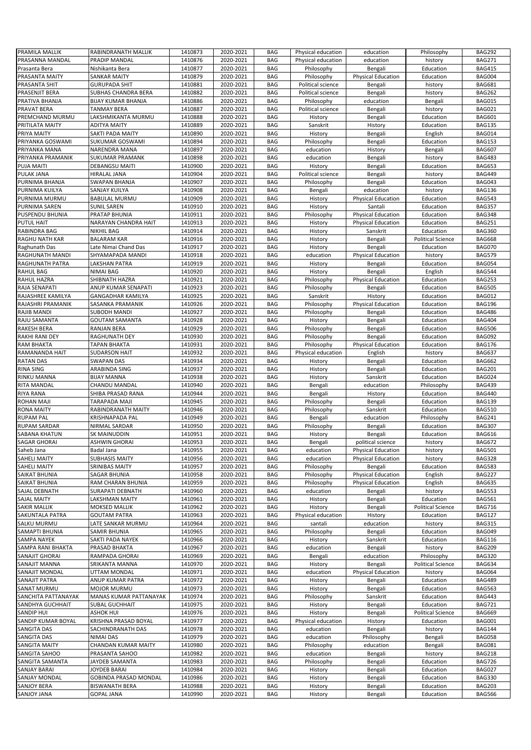| | | | | | | | | |
|---|---|---|---|---|---|---|---|---|
| PRAMILA MALLIK | RABINDRANATH MALLIK | 1410873 | 2020-2021 | BAG | Physical education | education | Philosophy | BAG292 |
| PRASANNA MANDAL | PRADIP MANDAL | 1410876 | 2020-2021 | BAG | Physical education | education | history | BAG271 |
| Prasanta Bera | Nishikanta Bera | 1410877 | 2020-2021 | BAG | Philosophy | Bengali | Education | BAG415 |
| PRASANTA MAITY | SANKAR MAITY | 1410879 | 2020-2021 | BAG | Philosophy | Physical Education | Education | BAG004 |
| PRASANTA SHIT | GURUPADA SHIT | 1410881 | 2020-2021 | BAG | Political science | Bengali | history | BAG681 |
| PRASENJIT BERA | SUBHAS CHANDRA BERA | 1410882 | 2020-2021 | BAG | Political science | Bengali | history | BAG262 |
| PRATIVA BHANJA | BIJAY KUMAR BHANJA | 1410886 | 2020-2021 | BAG | Philosophy | education | Bengali | BAG015 |
| PRAVAT BERA | TANMAY BERA | 1410887 | 2020-2021 | BAG | Political science | Bengali | history | BAG021 |
| PREMCHAND MURMU | LAKSHMIKANTA MURMU | 1410888 | 2020-2021 | BAG | History | Bengali | Education | BAG601 |
| PRITILATA MAITY | ADITYA MAITY | 1410889 | 2020-2021 | BAG | Sanskrit | History | Education | BAG135 |
| PRIYA MAITY | SAKTI PADA MAITY | 1410890 | 2020-2021 | BAG | History | Bengali | English | BAG014 |
| PRIYANKA GOSWAMI | SUKUMAR GOSWAMI | 1410894 | 2020-2021 | BAG | Philosophy | Bengali | Education | BAG153 |
| PRIYANKA MANA | NARENDRA MANA | 1410897 | 2020-2021 | BAG | education | History | Bengali | BAG607 |
| PRIYANKA PRAMANIK | SUKUMAR PRAMANK | 1410898 | 2020-2021 | BAG | education | Bengali | history | BAG483 |
| PUJA MAITI | DEBANGSU MAITI | 1410900 | 2020-2021 | BAG | History | Bengali | Education | BAG653 |
| PULAK JANA | HIRALAL JANA | 1410904 | 2020-2021 | BAG | Political science | Bengali | history | BAG449 |
| PURNIMA BHANJA | SWAPAN BHANJA | 1410907 | 2020-2021 | BAG | Philosophy | Bengali | Education | BAG043 |
| PURNIMA KUILYA | SANJAY KUILYA | 1410908 | 2020-2021 | BAG | Bengali | education | history | BAG136 |
| PURNIMA MURMU | BABULAL MURMU | 1410909 | 2020-2021 | BAG | History | Physical Education | Education | BAG543 |
| PURNIMA SAREN | SUNIL SAREN | 1410910 | 2020-2021 | BAG | History | Santali | Education | BAG357 |
| PUSPENDU BHUNIA | PRATAP BHUNIA | 1410911 | 2020-2021 | BAG | Philosophy | Physical Education | Education | BAG348 |
| PUTUL HAIT | NARAYAN CHANDRA HAIT | 1410913 | 2020-2021 | BAG | History | Physical Education | Education | BAG251 |
| RABINDRA BAG | NIKHIL BAG | 1410914 | 2020-2021 | BAG | History | Sanskrit | Education | BAG360 |
| RAGHU NATH KAR | BALARAM KAR | 1410916 | 2020-2021 | BAG | History | Bengali | Political Science | BAG668 |
| Raghunath Das | Late Nimai Chand Das | 1410917 | 2020-2021 | BAG | History | Bengali | Education | BAG070 |
| RAGHUNATH MANDI | SHYAMAPADA MANDI | 1410918 | 2020-2021 | BAG | education | Physical Education | history | BAG579 |
| RAGHUNATH PATRA | LAKSHAN PATRA | 1410919 | 2020-2021 | BAG | History | Bengali | Education | BAG054 |
| RAHUL BAG | NIMAI BAG | 1410920 | 2020-2021 | BAG | History | Bengali | English | BAG544 |
| RAHUL HAZRA | SHIBNATH HAZRA | 1410921 | 2020-2021 | BAG | Philosophy | Physical Education | Education | BAG253 |
| RAJA SENAPATI | ANUP KUMAR SENAPATI | 1410923 | 2020-2021 | BAG | Philosophy | Bengali | Education | BAG505 |
| RAJASHREE KAMILYA | GANGADHAR KAMILYA | 1410925 | 2020-2021 | BAG | Sanskrit | History | Education | BAG012 |
| RAJASHRI PRAMANIK | SASANKA PRAMANIK | 1410926 | 2020-2021 | BAG | Philosophy | Physical Education | Education | BAG196 |
| RAJIB MANDI | SUBODH MANDI | 1410927 | 2020-2021 | BAG | Philosophy | Bengali | Education | BAG486 |
| RAJU SAMANTA | GOUTAM SAMANTA | 1410928 | 2020-2021 | BAG | History | Bengali | Education | BAG404 |
| RAKESH BERA | RANJAN BERA | 1410929 | 2020-2021 | BAG | Philosophy | Bengali | Education | BAG506 |
| RAKHI RANI DEY | RAGHUNATH DEY | 1410930 | 2020-2021 | BAG | Philosophy | Bengali | Education | BAG092 |
| RAM BHAKTA | TAPAN BHAKTA | 1410931 | 2020-2021 | BAG | Philosophy | Physical Education | Education | BAG176 |
| RAMANANDA HAIT | SUDARSON HAIT | 1410932 | 2020-2021 | BAG | Physical education | English | history | BAG637 |
| RATAN DAS | SWAPAN DAS | 1410934 | 2020-2021 | BAG | History | Bengali | Education | BAG662 |
| RINA SING | ARABINDA SING | 1410937 | 2020-2021 | BAG | History | Bengali | Education | BAG201 |
| RINKU MANNA | BIJAY MANNA | 1410938 | 2020-2021 | BAG | History | Sanskrit | Education | BAG024 |
| RITA MANDAL | CHANDU MANDAL | 1410940 | 2020-2021 | BAG | Bengali | education | Philosophy | BAG439 |
| RIYA RANA | SHIBA PRASAD RANA | 1410944 | 2020-2021 | BAG | Bengali | History | Education | BAG440 |
| ROHAN MAJI | TARAPADA MAJI | 1410945 | 2020-2021 | BAG | Philosophy | Bengali | Education | BAG139 |
| RONA MAITY | RABINDRANATH MAITY | 1410946 | 2020-2021 | BAG | Philosophy | Sanskrit | Education | BAG510 |
| RUPAM PAL | KRISHNAPADA PAL | 1410949 | 2020-2021 | BAG | Bengali | education | Philosophy | BAG241 |
| RUPAM SARDAR | NIRMAL SARDAR | 1410950 | 2020-2021 | BAG | Philosophy | Bengali | Education | BAG307 |
| SABANA KHATUN | SK MAINUDDIN | 1410951 | 2020-2021 | BAG | History | Bengali | Education | BAG616 |
| SAGAR GHORAI | ASHWIN GHORAI | 1410953 | 2020-2021 | BAG | Bengali | political science | history | BAG672 |
| Saheb Jana | Badal Jana | 1410955 | 2020-2021 | BAG | education | Physical Education | history | BAG501 |
| SAHELI MAITY | SUBHASIS MAITY | 1410956 | 2020-2021 | BAG | education | Physical Education | history | BAG328 |
| SAHELI MAITY | SRINIBAS MAITY | 1410957 | 2020-2021 | BAG | Philosophy | Bengali | Education | BAG583 |
| SAIKAT BHUNIA | SAGAR BHUNIA | 1410958 | 2020-2021 | BAG | Philosophy | Physical Education | English | BAG227 |
| SAIKAT BHUNIA | RAM CHARAN BHUNIA | 1410959 | 2020-2021 | BAG | Philosophy | Physical Education | English | BAG635 |
| SAJAL DEBNATH | SURAPATI DEBNATH | 1410960 | 2020-2021 | BAG | education | Bengali | history | BAG553 |
| SAJAL MAITY | LAKSHMAN MAITY | 1410961 | 2020-2021 | BAG | History | Bengali | Education | BAG561 |
| SAKIR MALLIK | MOKSED MALLIK | 1410962 | 2020-2021 | BAG | History | Bengali | Political Science | BAG716 |
| SAKUNTALA PATRA | GOUTAM PATRA | 1410963 | 2020-2021 | BAG | Physical education | History | Education | BAG127 |
| SALKU MURMU | LATE SANKAR MURMU | 1410964 | 2020-2021 | BAG | santali | education | history | BAG315 |
| SAMAPTI BHUNIA | SAMIR BHUNIA | 1410965 | 2020-2021 | BAG | Philosophy | Bengali | Education | BAG049 |
| SAMPA NAYEK | SAKTI PADA NAYEK | 1410966 | 2020-2021 | BAG | History | Sanskrit | Education | BAG116 |
| SAMPA RANI BHAKTA | PRASAD BHAKTA | 1410967 | 2020-2021 | BAG | education | Bengali | history | BAG209 |
| SANAJIT GHORAI | RAMPADA GHORAI | 1410969 | 2020-2021 | BAG | Bengali | education | Philosophy | BAG320 |
| SANAJIT MANNA | SRIKANTA MANNA | 1410970 | 2020-2021 | BAG | History | Bengali | Political Science | BAG634 |
| SANAJIT MONDAL | UTTAM MONDAL | 1410971 | 2020-2021 | BAG | education | Physical Education | history | BAG064 |
| SANAJIT PATRA | ANUP KUMAR PATRA | 1410972 | 2020-2021 | BAG | History | Bengali | Education | BAG489 |
| SANAT MURMU | MOJOR MURMU | 1410973 | 2020-2021 | BAG | History | Bengali | Education | BAG563 |
| SANCHITA PATTANAYAK | MANAS KUMAR PATTANAYAK | 1410974 | 2020-2021 | BAG | Philosophy | Sanskrit | Education | BAG443 |
| SANDHYA GUCHHAIT | SUBAL GUCHHAIT | 1410975 | 2020-2021 | BAG | History | Bengali | Education | BAG721 |
| SANDIP HUI | ASHOK HUI | 1410976 | 2020-2021 | BAG | History | Bengali | Political Science | BAG669 |
| SANDIP KUMAR BOYAL | KRISHNA PRASAD BOYAL | 1410977 | 2020-2021 | BAG | Physical education | History | Education | BAG001 |
| SANGITA DAS | SACHINDRANATH DAS | 1410978 | 2020-2021 | BAG | education | Bengali | history | BAG144 |
| SANGITA DAS | NIMAI DAS | 1410979 | 2020-2021 | BAG | education | Philosophy | Bengali | BAG058 |
| SANGITA MAITY | CHANDAN KUMAR MAITY | 1410980 | 2020-2021 | BAG | Philosophy | education | Bengali | BAG081 |
| SANGITA SAHOO | PRASANTA SAHOO | 1410982 | 2020-2021 | BAG | education | Bengali | history | BAG218 |
| SANGITA SAMANTA | JAYDEB SAMANTA | 1410983 | 2020-2021 | BAG | Philosophy | Bengali | Education | BAG726 |
| SANJAY BARAI | JOYDEB BARAI | 1410984 | 2020-2021 | BAG | History | Bengali | Education | BAG027 |
| SANJAY MONDAL | GOBINDA PRASAD MONDAL | 1410986 | 2020-2021 | BAG | History | Bengali | Education | BAG330 |
| SANJOY BERA | BISWANATH BERA | 1410988 | 2020-2021 | BAG | History | Bengali | Education | BAG203 |
| SANJOY JANA | GOPAL JANA | 1410990 | 2020-2021 | BAG | History | Bengali | Education | BAG566 |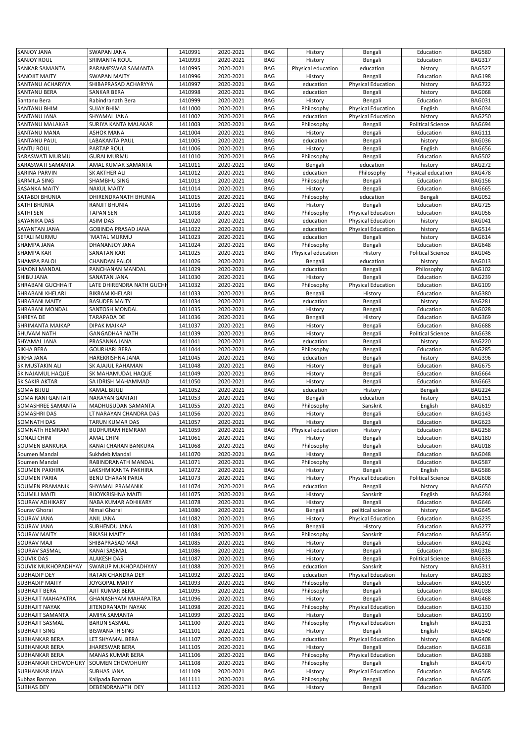| SANJOY JANA | SWAPAN JANA | 1410991 | 2020-2021 | BAG | History | Bengali | Education | BAG580 |
|---|---|---|---|---|---|---|---|---|
| SANJOY ROUL | SRIMANTA ROUL | 1410993 | 2020-2021 | BAG | History | Bengali | Education | BAG317 |
| SANKAR SAMANTA | PARAMESWAR SAMANTA | 1410995 | 2020-2021 | BAG | Physical education | education | history | BAG527 |
| SANOJIT MAITY | SWAPAN MAITY | 1410996 | 2020-2021 | BAG | History | Bengali | Education | BAG198 |
| SANTANU ACHARYYA | SHIBAPRASAD ACHARYYA | 1410997 | 2020-2021 | BAG | education | Physical Education | history | BAG722 |
| SANTANU BERA | SANKAR BERA | 1410998 | 2020-2021 | BAG | education | Bengali | history | BAG068 |
| Santanu Bera | Rabindranath Bera | 1410999 | 2020-2021 | BAG | History | Bengali | Education | BAG031 |
| SANTANU BHIM | SUJAY BHIM | 1411000 | 2020-2021 | BAG | Philosophy | Physical Education | English | BAG034 |
| SANTANU JANA | SHYAMAL JANA | 1411002 | 2020-2021 | BAG | education | Physical Education | history | BAG250 |
| SANTANU MALAKAR | SURJYA KANTA MALAKAR | 1411003 | 2020-2021 | BAG | Philosophy | Bengali | Political Science | BAG694 |
| SANTANU MANA | ASHOK MANA | 1411004 | 2020-2021 | BAG | History | Bengali | Education | BAG111 |
| SANTANU PAUL | LABAKANTA PAUL | 1411005 | 2020-2021 | BAG | education | Bengali | history | BAG036 |
| SANTU ROUL | PARTAP ROUL | 1411006 | 2020-2021 | BAG | History | Bengali | English | BAG656 |
| SARASWATI MURMU | GURAI MURMU | 1411010 | 2020-2021 | BAG | Philosophy | Bengali | Education | BAG502 |
| SARASWATI SAMANTA | AMAL KUMAR SAMANTA | 1411011 | 2020-2021 | BAG | Bengali | education | history | BAG272 |
| SARINA PARVIN | SK AKTHER ALI | 1411012 | 2020-2021 | BAG | education | Philosophy | Physical education | BAG478 |
| SARMILA SING | SHAMBHU SING | 1411013 | 2020-2021 | BAG | Philosophy | Bengali | Education | BAG156 |
| SASANKA MAITY | NAKUL MAITY | 1411014 | 2020-2021 | BAG | History | Bengali | Education | BAG665 |
| SATABDI BHUNIA | DHIRENDRANATH BHUNIA | 1411015 | 2020-2021 | BAG | Philosophy | education | Bengali | BAG052 |
| SATHI BHUNIA | RANJIT BHUNIA | 1411016 | 2020-2021 | BAG | History | Bengali | Education | BAG725 |
| SATHI SEN | TAPAN SEN | 1411018 | 2020-2021 | BAG | Philosophy | Physical Education | Education | BAG056 |
| SAYANIKA DAS | ASIM DAS | 1411020 | 2020-2021 | BAG | education | Physical Education | history | BAG041 |
| SAYANTAN JANA | GOBINDA PRASAD JANA | 1411022 | 2020-2021 | BAG | education | Physical Education | history | BAG514 |
| SEFALI MURMU | `MATAL MURMU | 1411023 | 2020-2021 | BAG | education | Bengali | history | BAG614 |
| SHAMPA JANA | DHANANJOY JANA | 1411024 | 2020-2021 | BAG | Philosophy | Bengali | Education | BAG648 |
| SHAMPA KAR | SANATAN KAR | 1411025 | 2020-2021 | BAG | Physical education | History | Political Science | BAG045 |
| SHAMPA PALOI | CHANDAN PALOI | 1411026 | 2020-2021 | BAG | Bengali | education | history | BAG013 |
| SHAONI MANDAL | PANCHANAN MANDAL | 1411029 | 2020-2021 | BAG | education | Bengali | Philosophy | BAG102 |
| SHIBU JANA | SANATAN JANA | 1411030 | 2020-2021 | BAG | History | Bengali | Education | BAG239 |
| SHRABANI GUCHHAIT | LATE DHIRENDRA NATH GUCHH | 1411032 | 2020-2021 | BAG | Philosophy | Physical Education | Education | BAG109 |
| SHRABANI KHELARI | BIKRAM KHELARI | 1411033 | 2020-2021 | BAG | Bengali | History | Education | BAG380 |
| SHRABANI MAITY | BASUDEB MAITY | 1411034 | 2020-2021 | BAG | education | Bengali | history | BAG281 |
| SHRABANI MONDAL | SANTOSH MONDAL | 1011035 | 2020-2021 | BAG | History | Bengali | Education | BAG028 |
| SHREYA DE | TARAPADA DE | 1411036 | 2020-2021 | BAG | Bengali | History | Education | BAG369 |
| SHRIMANTA MAIKAP | DIPAK MAIKAP | 1411037 | 2020-2021 | BAG | History | Bengali | Education | BAG688 |
| SHUVAM NATH | GANGADHAR NATH | 1411039 | 2020-2021 | BAG | History | Bengali | Political Science | BAG638 |
| SHYAMAL JANA | PRASANNA JANA | 1411041 | 2020-2021 | BAG | education | Bengali | history | BAG220 |
| SIKHA BERA | GOURHARI BERA | 1411044 | 2020-2021 | BAG | Philosophy | Bengali | Education | BAG285 |
| SIKHA JANA | HAREKRISHNA JANA | 1411045 | 2020-2021 | BAG | education | Bengali | history | BAG396 |
| SK MUSTAKIN ALI | SK AJAJUL RAHAMAN | 1411048 | 2020-2021 | BAG | History | Bengali | Education | BAG675 |
| SK NAJAMUL HAQUE | SK MAHAMUDAL HAQUE | 1411049 | 2020-2021 | BAG | History | Bengali | Education | BAG664 |
| SK SAKIR AKTAR | SA IDRISH MAHAMMAD | 1411050 | 2020-2021 | BAG | History | Bengali | Education | BAG663 |
| SOMA BIJULI | KAMAL BIJULI | 1411052 | 2020-2021 | BAG | education | History | Bengali | BAG224 |
| SOMA RANI GANTAIT | NARAYAN GANTAIT | 1411053 | 2020-2021 | BAG | Bengali | education | history | BAG151 |
| SOMASHREE SAMANTA | MADHUSUDAN SAMANTA | 1411055 | 2020-2021 | BAG | Philosophy | Sanskrit | English | BAG619 |
| SOMASHRI DAS | LT NARAYAN CHANDRA DAS | 1411056 | 2020-2021 | BAG | History | Bengali | Education | BAG143 |
| SOMNATH DAS | TARUN KUMAR DAS | 1411057 | 2020-2021 | BAG | History | Bengali | Education | BAG623 |
| SOMNATh HEMRAM | BUDHURAM HEMRAM | 1411059 | 2020-2021 | BAG | Physical education | History | Education | BAG258 |
| SONALI CHINI | AMAL CHINI | 1411061 | 2020-2021 | BAG | History | Bengali | Education | BAG180 |
| SOUMEN BANKURA | KANAI CHARAN BANKURA | 1411068 | 2020-2021 | BAG | Philosophy | Bengali | Education | BAG018 |
| Soumen Mandal | Sukhdeb Mandal | 1411070 | 2020-2021 | BAG | History | Bengali | Education | BAG048 |
| Soumen Mandal | RABINDRANATH MANDAL | 1411071 | 2020-2021 | BAG | Philosophy | Bengali | Education | BAG587 |
| SOUMEN PAKHIRA | LAKSHMIKANTA PAKHIRA | 1411072 | 2020-2021 | BAG | History | Bengali | English | BAG586 |
| SOUMEN PARIA | BENU CHARAN PARIA | 1411073 | 2020-2021 | BAG | History | Physical Education | Political Science | BAG608 |
| SOUMEN PRAMANIK | SHYAMAL PRAMANIK | 1411074 | 2020-2021 | BAG | education | Bengali | history | BAG650 |
| SOUMILI MAITI | BIJOYKRISHNA MAITI | 1411075 | 2020-2021 | BAG | History | Sanskrit | English | BAG284 |
| SOURAV ADHIKARY | NABA KUMAR ADHIKARY | 1411078 | 2020-2021 | BAG | History | Bengali | Education | BAG646 |
| Sourav Ghorai | Nimai Ghorai | 1411080 | 2020-2021 | BAG | Bengali | political science | history | BAG645 |
| SOURAV JANA | ANIL JANA | 1411082 | 2020-2021 | BAG | History | Physical Education | Education | BAG235 |
| SOURAV JANA | SUBHENDU JANA | 1411081 | 2020-2021 | BAG | Bengali | History | Education | BAG277 |
| SOURAV MAITY | BIKASH MAITY | 1411084 | 2020-2021 | BAG | Philosophy | Sanskrit | Education | BAG356 |
| SOURAV MAJI | SHIBAPRASAD MAJI | 1411085 | 2020-2021 | BAG | History | Bengali | Education | BAG242 |
| SOURAV SASMAL | KANAI SASMAL | 1411086 | 2020-2021 | BAG | History | Bengali | Education | BAG316 |
| SOUVIK DAS | ALAKESH DAS | 1411087 | 2020-2021 | BAG | History | Bengali | Political Science | BAG633 |
| SOUVIK MUKHOPADHYAY | SWARUP MUKHOPADHYAY | 1411088 | 2020-2021 | BAG | education | Sanskrit | history | BAG311 |
| SUBHADIP DEY | RATAN CHANDRA DEY | 1411092 | 2020-2021 | BAG | education | Physical Education | history | BAG283 |
| SUBHADIP MAITY | JOYGOPAL MAITY | 1411093 | 2020-2021 | BAG | Philosophy | Bengali | Education | BAG509 |
| SUBHAJIT BERA | AJIT KUMAR BERA | 1411095 | 2020-2021 | BAG | Philosophy | Bengali | Education | BAG038 |
| SUBHAJIT MAHAPATRA | GHANASHYAM MAHAPATRA | 1411096 | 2020-2021 | BAG | History | Bengali | Education | BAG468 |
| SUBHAJIT NAYAK | JITENDRANATH NAYAK | 1411098 | 2020-2021 | BAG | Philosophy | Physical Education | Education | BAG130 |
| SUBHAJIT SAMANTA | AMIYA SAMANTA | 1411099 | 2020-2021 | BAG | History | Bengali | Education | BAG190 |
| SUBHAJIT SASMAL | BARUN SASMAL | 1411100 | 2020-2021 | BAG | Philosophy | Physical Education | English | BAG231 |
| SUBHAJIT SING | BISWANATH SING | 1411101 | 2020-2021 | BAG | History | Bengali | English | BAG549 |
| SUBHANKAR BERA | LET SHYAMAL BERA | 1411107 | 2020-2021 | BAG | education | Physical Education | history | BAG408 |
| SUBHANKAR BERA | JHARESWAR BERA | 1411105 | 2020-2021 | BAG | History | Bengali | Education | BAG618 |
| SUBHANKAR BERA | MANAS KUMAR BERA | 1411106 | 2020-2021 | BAG | Philosophy | Physical Education | Education | BAG388 |
| SUBHANKAR CHOWDHURY | SOUMEN CHOWDHURY | 1411108 | 2020-2021 | BAG | Philosophy | Bengali | English | BAG470 |
| SUBHANKAR JANA | SUBHAS JANA | 1411109 | 2020-2021 | BAG | History | Physical Education | Education | BAG568 |
| Subhas Barman | Kalipada Barman | 1411111 | 2020-2021 | BAG | Philosophy | Bengali | Education | BAG605 |
| SUBHAS DEY | DEBENDRANATH DEY | 1411112 | 2020-2021 | BAG | History | Bengali | Education | BAG300 |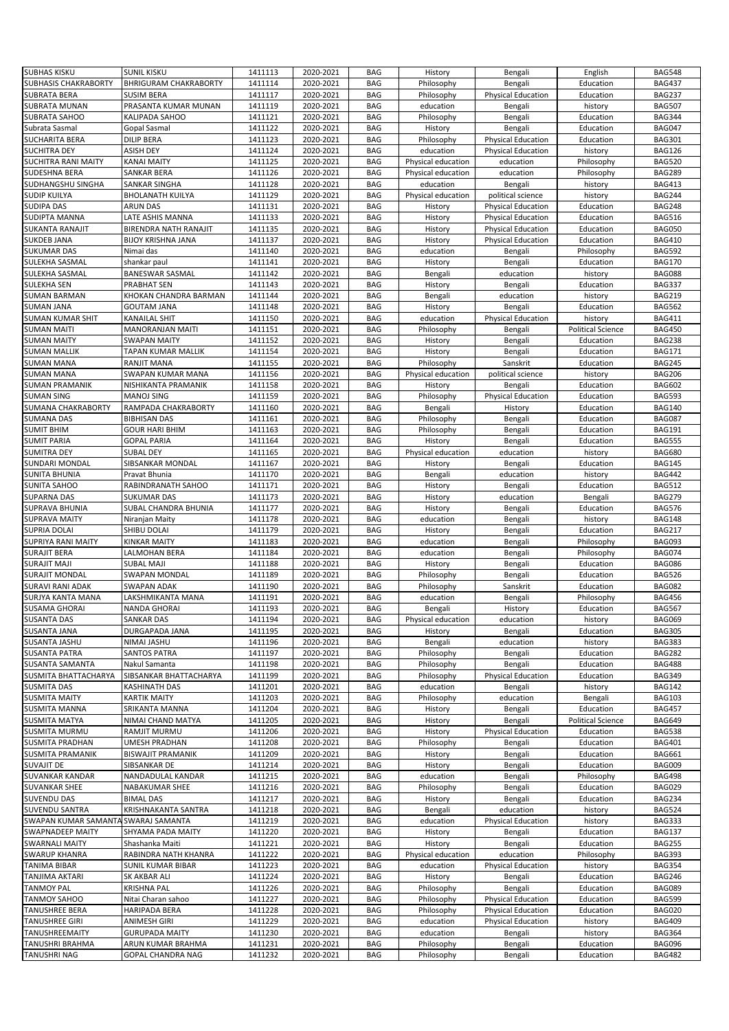| SUBHAS KISKU | SUNIL KISKU | 1411113 | 2020-2021 | BAG | History | Bengali | English | BAG548 |
|---|---|---|---|---|---|---|---|---|
| SUBHASIS CHAKRABORTY | BHRIGURAM CHAKRABORTY | 1411114 | 2020-2021 | BAG | Philosophy | Bengali | Education | BAG437 |
| SUBRATA BERA | SUSIM BERA | 1411117 | 2020-2021 | BAG | Philosophy | Physical Education | Education | BAG237 |
| SUBRATA MUNAN | PRASANTA KUMAR MUNAN | 1411119 | 2020-2021 | BAG | education | Bengali | history | BAG507 |
| SUBRATA SAHOO | KALIPADA SAHOO | 1411121 | 2020-2021 | BAG | Philosophy | Bengali | Education | BAG344 |
| Subrata Sasmal | Gopal Sasmal | 1411122 | 2020-2021 | BAG | History | Bengali | Education | BAG047 |
| SUCHARITA BERA | DILIP BERA | 1411123 | 2020-2021 | BAG | Philosophy | Physical Education | Education | BAG301 |
| SUCHITRA DEY | ASISH DEY | 1411124 | 2020-2021 | BAG | education | Physical Education | history | BAG126 |
| SUCHITRA RANI MAITY | KANAI MAITY | 1411125 | 2020-2021 | BAG | Physical education | education | Philosophy | BAG520 |
| SUDESHNA BERA | SANKAR BERA | 1411126 | 2020-2021 | BAG | Physical education | education | Philosophy | BAG289 |
| SUDHANGSHU SINGHA | SANKAR SINGHA | 1411128 | 2020-2021 | BAG | education | Bengali | history | BAG413 |
| SUDIP KUILYA | BHOLANATH KUILYA | 1411129 | 2020-2021 | BAG | Physical education | political science | history | BAG244 |
| SUDIPA DAS | ARUN DAS | 1411131 | 2020-2021 | BAG | History | Physical Education | Education | BAG248 |
| SUDIPTA MANNA | LATE ASHIS MANNA | 1411133 | 2020-2021 | BAG | History | Physical Education | Education | BAG516 |
| SUKANTA RANAJIT | BIRENDRA NATH RANAJIT | 1411135 | 2020-2021 | BAG | History | Physical Education | Education | BAG050 |
| SUKDEB JANA | BIJOY KRISHNA JANA | 1411137 | 2020-2021 | BAG | History | Physical Education | Education | BAG410 |
| SUKUMAR DAS | Nimai das | 1411140 | 2020-2021 | BAG | education | Bengali | Philosophy | BAG592 |
| SULEKHA SASMAL | shankar paul | 1411141 | 2020-2021 | BAG | History | Bengali | Education | BAG170 |
| SULEKHA SASMAL | BANESWAR SASMAL | 1411142 | 2020-2021 | BAG | Bengali | education | history | BAG088 |
| SULEKHA SEN | PRABHAT SEN | 1411143 | 2020-2021 | BAG | History | Bengali | Education | BAG337 |
| SUMAN BARMAN | KHOKAN CHANDRA BARMAN | 1411144 | 2020-2021 | BAG | Bengali | education | history | BAG219 |
| SUMAN JANA | GOUTAM JANA | 1411148 | 2020-2021 | BAG | History | Bengali | Education | BAG562 |
| SUMAN KUMAR SHIT | KANAILAL SHIT | 1411150 | 2020-2021 | BAG | education | Physical Education | history | BAG411 |
| SUMAN MAITI | MANORANJAN MAITI | 1411151 | 2020-2021 | BAG | Philosophy | Bengali | Political Science | BAG450 |
| SUMAN MAITY | SWAPAN MAITY | 1411152 | 2020-2021 | BAG | History | Bengali | Education | BAG238 |
| SUMAN MALLIK | TAPAN KUMAR MALLIK | 1411154 | 2020-2021 | BAG | History | Bengali | Education | BAG171 |
| SUMAN MANA | RANJIT MANA | 1411155 | 2020-2021 | BAG | Philosophy | Sanskrit | Education | BAG245 |
| SUMAN MANA | SWAPAN KUMAR MANA | 1411156 | 2020-2021 | BAG | Physical education | political science | history | BAG206 |
| SUMAN PRAMANIK | NISHIKANTA PRAMANIK | 1411158 | 2020-2021 | BAG | History | Bengali | Education | BAG602 |
| SUMAN SING | MANOJ SING | 1411159 | 2020-2021 | BAG | Philosophy | Physical Education | Education | BAG593 |
| SUMANA CHAKRABORTY | RAMPADA CHAKRABORTY | 1411160 | 2020-2021 | BAG | Bengali | History | Education | BAG140 |
| SUMANA DAS | BIBHISAN DAS | 1411161 | 2020-2021 | BAG | Philosophy | Bengali | Education | BAG087 |
| SUMIT BHIM | GOUR HARI BHIM | 1411163 | 2020-2021 | BAG | Philosophy | Bengali | Education | BAG191 |
| SUMIT PARIA | GOPAL PARIA | 1411164 | 2020-2021 | BAG | History | Bengali | Education | BAG555 |
| SUMITRA DEY | SUBAL DEY | 1411165 | 2020-2021 | BAG | Physical education | education | history | BAG680 |
| SUNDARI MONDAL | SIBSANKAR MONDAL | 1411167 | 2020-2021 | BAG | History | Bengali | Education | BAG145 |
| SUNITA BHUNIA | Pravat Bhunia | 1411170 | 2020-2021 | BAG | Bengali | education | history | BAG442 |
| SUNITA SAHOO | RABINDRANATH SAHOO | 1411171 | 2020-2021 | BAG | History | Bengali | Education | BAG512 |
| SUPARNA DAS | SUKUMAR DAS | 1411173 | 2020-2021 | BAG | History | education | Bengali | BAG279 |
| SUPRAVA BHUNIA | SUBAL CHANDRA BHUNIA | 1411177 | 2020-2021 | BAG | History | Bengali | Education | BAG576 |
| SUPRAVA MAITY | Niranjan Maity | 1411178 | 2020-2021 | BAG | education | Bengali | history | BAG148 |
| SUPRIA DOLAI | SHIBU DOLAI | 1411179 | 2020-2021 | BAG | History | Bengali | Education | BAG217 |
| SUPRIYA RANI MAITY | KINKAR MAITY | 1411183 | 2020-2021 | BAG | education | Bengali | Philosophy | BAG093 |
| SURAJIT BERA | LALMOHAN BERA | 1411184 | 2020-2021 | BAG | education | Bengali | Philosophy | BAG074 |
| SURAJIT MAJI | SUBAL MAJI | 1411188 | 2020-2021 | BAG | History | Bengali | Education | BAG086 |
| SURAJIT MONDAL | SWAPAN MONDAL | 1411189 | 2020-2021 | BAG | Philosophy | Bengali | Education | BAG526 |
| SURAVI RANI ADAK | SWAPAN ADAK | 1411190 | 2020-2021 | BAG | Philosophy | Sanskrit | Education | BAG082 |
| SURJYA KANTA MANA | LAKSHMIKANTA MANA | 1411191 | 2020-2021 | BAG | education | Bengali | Philosophy | BAG456 |
| SUSAMA GHORAI | NANDA GHORAI | 1411193 | 2020-2021 | BAG | Bengali | History | Education | BAG567 |
| SUSANTA DAS | SANKAR DAS | 1411194 | 2020-2021 | BAG | Physical education | education | history | BAG069 |
| SUSANTA JANA | DURGAPADA JANA | 1411195 | 2020-2021 | BAG | History | Bengali | Education | BAG305 |
| SUSANTA JASHU | NIMAI JASHU | 1411196 | 2020-2021 | BAG | Bengali | education | history | BAG383 |
| SUSANTA PATRA | SANTOS PATRA | 1411197 | 2020-2021 | BAG | Philosophy | Bengali | Education | BAG282 |
| SUSANTA SAMANTA | Nakul Samanta | 1411198 | 2020-2021 | BAG | Philosophy | Bengali | Education | BAG488 |
| SUSMITA BHATTACHARYA | SIBSANKAR BHATTACHARYA | 1411199 | 2020-2021 | BAG | Philosophy | Physical Education | Education | BAG349 |
| SUSMITA DAS | KASHINATH DAS | 1411201 | 2020-2021 | BAG | education | Bengali | history | BAG142 |
| SUSMITA MAITY | KARTIK MAITY | 1411203 | 2020-2021 | BAG | Philosophy | education | Bengali | BAG103 |
| SUSMITA MANNA | SRIKANTA MANNA | 1411204 | 2020-2021 | BAG | History | Bengali | Education | BAG457 |
| SUSMITA MATYA | NIMAI CHAND MATYA | 1411205 | 2020-2021 | BAG | History | Bengali | Political Science | BAG649 |
| SUSMITA MURMU | RAMJIT MURMU | 1411206 | 2020-2021 | BAG | History | Physical Education | Education | BAG538 |
| SUSMITA PRADHAN | UMESH PRADHAN | 1411208 | 2020-2021 | BAG | Philosophy | Bengali | Education | BAG401 |
| SUSMITA PRAMANIK | BISWAJIT PRAMANIK | 1411209 | 2020-2021 | BAG | History | Bengali | Education | BAG661 |
| SUVAJIT DE | SIBSANKAR DE | 1411214 | 2020-2021 | BAG | History | Bengali | Education | BAG009 |
| SUVANKAR KANDAR | NANDADULAL KANDAR | 1411215 | 2020-2021 | BAG | education | Bengali | Philosophy | BAG498 |
| SUVANKAR SHEE | NABAKUMAR SHEE | 1411216 | 2020-2021 | BAG | Philosophy | Bengali | Education | BAG029 |
| SUVENDU DAS | BIMAL DAS | 1411217 | 2020-2021 | BAG | History | Bengali | Education | BAG234 |
| SUVENDU SANTRA | KRISHNAKANTA SANTRA | 1411218 | 2020-2021 | BAG | Bengali | education | history | BAG524 |
| SWAPAN KUMAR SAMANTA | SWARAJ SAMANTA | 1411219 | 2020-2021 | BAG | education | Physical Education | history | BAG333 |
| SWAPNADEEP MAITY | SHYAMA PADA MAITY | 1411220 | 2020-2021 | BAG | History | Bengali | Education | BAG137 |
| SWARNALI MAITY | Shashanka Maiti | 1411221 | 2020-2021 | BAG | History | Bengali | Education | BAG255 |
| SWARUP KHANRA | RABINDRA NATH KHANRA | 1411222 | 2020-2021 | BAG | Physical education | education | Philosophy | BAG393 |
| TANIMA BIBAR | SUNIL KUMAR BIBAR | 1411223 | 2020-2021 | BAG | education | Physical Education | history | BAG354 |
| TANJIMA AKTARI | SK AKBAR ALI | 1411224 | 2020-2021 | BAG | History | Bengali | Education | BAG246 |
| TANMOY PAL | KRISHNA PAL | 1411226 | 2020-2021 | BAG | Philosophy | Bengali | Education | BAG089 |
| TANMOY SAHOO | Nitai Charan sahoo | 1411227 | 2020-2021 | BAG | Philosophy | Physical Education | Education | BAG599 |
| TANUSHREE BERA | HARIPADA BERA | 1411228 | 2020-2021 | BAG | Philosophy | Physical Education | Education | BAG020 |
| TANUSHREE GIRI | ANIMESH GIRI | 1411229 | 2020-2021 | BAG | education | Physical Education | history | BAG409 |
| TANUSHREEMAITY | GURUPADA MAITY | 1411230 | 2020-2021 | BAG | education | Bengali | history | BAG364 |
| TANUSHRI BRAHMA | ARUN KUMAR BRAHMA | 1411231 | 2020-2021 | BAG | Philosophy | Bengali | Education | BAG096 |
| TANUSHRI NAG | GOPAL CHANDRA NAG | 1411232 | 2020-2021 | BAG | Philosophy | Bengali | Education | BAG482 |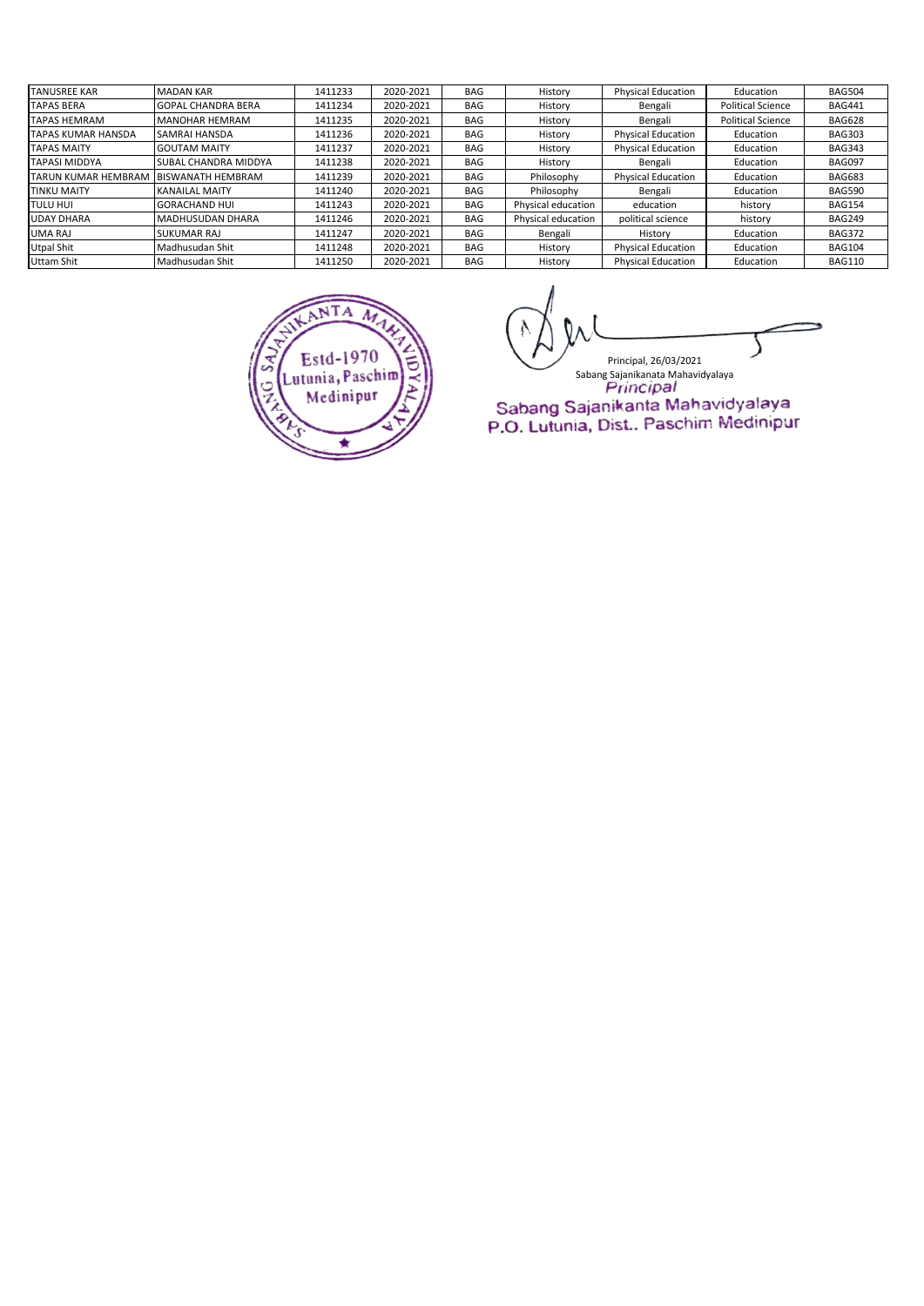| | | | | | | | | |
|---|---|---|---|---|---|---|---|---|
| TANUSREE KAR | MADAN KAR | 1411233 | 2020-2021 | BAG | History | Physical Education | Education | BAG504 |
| TAPAS BERA | GOPAL CHANDRA BERA | 1411234 | 2020-2021 | BAG | History | Bengali | Political Science | BAG441 |
| TAPAS HEMRAM | MANOHAR HEMRAM | 1411235 | 2020-2021 | BAG | History | Bengali | Political Science | BAG628 |
| TAPAS KUMAR HANSDA | SAMRAI HANSDA | 1411236 | 2020-2021 | BAG | History | Physical Education | Education | BAG303 |
| TAPAS MAITY | GOUTAM MAITY | 1411237 | 2020-2021 | BAG | History | Physical Education | Education | BAG343 |
| TAPASI MIDDYA | SUBAL CHANDRA MIDDYA | 1411238 | 2020-2021 | BAG | History | Bengali | Education | BAG097 |
| TARUN KUMAR HEMBRAM | BISWANATH HEMBRAM | 1411239 | 2020-2021 | BAG | Philosophy | Physical Education | Education | BAG683 |
| TINKU MAITY | KANAILAL MAITY | 1411240 | 2020-2021 | BAG | Philosophy | Bengali | Education | BAG590 |
| TULU HUI | GORACHAND HUI | 1411243 | 2020-2021 | BAG | Physical education | education | history | BAG154 |
| UDAY DHARA | MADHUSUDAN DHARA | 1411246 | 2020-2021 | BAG | Physical education | political science | history | BAG249 |
| UMA RAJ | SUKUMAR RAJ | 1411247 | 2020-2021 | BAG | Bengali | History | Education | BAG372 |
| Utpal Shit | Madhusudan Shit | 1411248 | 2020-2021 | BAG | History | Physical Education | Education | BAG104 |
| Uttam Shit | Madhusudan Shit | 1411250 | 2020-2021 | BAG | History | Physical Education | Education | BAG110 |

SABANG SAJANIKANTA MAHAVIDYALAYA
Estd-1970
Lutunia, Paschim Medinipur

Principal, 26/03/2021
Sabang Sajanikanata Mahavidyalaya

Principal
Sabang Sajanikanta Mahavidyalaya
P.O. Lutunia, Dist.. Paschim Medinipur